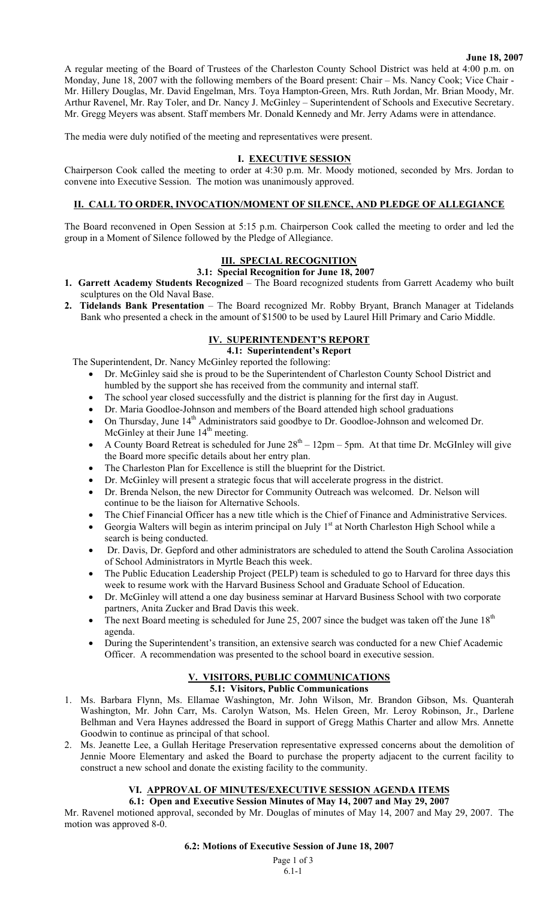**June 18, 2007**

A regular meeting of the Board of Trustees of the Charleston County School District was held at 4:00 p.m. on Monday, June 18, 2007 with the following members of the Board present: Chair – Ms. Nancy Cook; Vice Chair - Mr. Hillery Douglas, Mr. David Engelman, Mrs. Toya Hampton-Green, Mrs. Ruth Jordan, Mr. Brian Moody, Mr. Arthur Ravenel, Mr. Ray Toler, and Dr. Nancy J. McGinley – Superintendent of Schools and Executive Secretary. Mr. Gregg Meyers was absent. Staff members Mr. Donald Kennedy and Mr. Jerry Adams were in attendance.

The media were duly notified of the meeting and representatives were present.

## I. EXECUTIVE SESSION

Chairperson Cook called the meeting to order at 4:30 p.m. Mr. Moody motioned, seconded by Mrs. Jordan to convene into Executive Session. The motion was unanimously approved.

## II. CALL TO ORDER, INVOCATION/MOMENT OF SILENCE, AND PLEDGE OF ALLEGIANCE

The Board reconvened in Open Session at 5:15 p.m. Chairperson Cook called the meeting to order and led the group in a Moment of Silence followed by the Pledge of Allegiance.

## III. SPECIAL RECOGNITION

### 3.1: Special Recognition for June 18, 2007

1. **Garrett Academy Students Recognized** – The Board recognized students from Garrett Academy who built sculptures on the Old Naval Base.
2. **Tidelands Bank Presentation** – The Board recognized Mr. Robby Bryant, Branch Manager at Tidelands Bank who presented a check in the amount of $1500 to be used by Laurel Hill Primary and Cario Middle.

## IV. SUPERINTENDENT'S REPORT

### 4.1: Superintendent's Report

The Superintendent, Dr. Nancy McGinley reported the following:

- Dr. McGinley said she is proud to be the Superintendent of Charleston County School District and humbled by the support she has received from the community and internal staff.
- The school year closed successfully and the district is planning for the first day in August.
- Dr. Maria Goodloe-Johnson and members of the Board attended high school graduations
- On Thursday, June 14th Administrators said goodbye to Dr. Goodloe-Johnson and welcomed Dr. McGinley at their June 14th meeting.
- A County Board Retreat is scheduled for June 28th – 12pm – 5pm. At that time Dr. McGInley will give the Board more specific details about her entry plan.
- The Charleston Plan for Excellence is still the blueprint for the District.
- Dr. McGinley will present a strategic focus that will accelerate progress in the district.
- Dr. Brenda Nelson, the new Director for Community Outreach was welcomed. Dr. Nelson will continue to be the liaison for Alternative Schools.
- The Chief Financial Officer has a new title which is the Chief of Finance and Administrative Services.
- Georgia Walters will begin as interim principal on July 1st at North Charleston High School while a search is being conducted.
- Dr. Davis, Dr. Gepford and other administrators are scheduled to attend the South Carolina Association of School Administrators in Myrtle Beach this week.
- The Public Education Leadership Project (PELP) team is scheduled to go to Harvard for three days this week to resume work with the Harvard Business School and Graduate School of Education.
- Dr. McGinley will attend a one day business seminar at Harvard Business School with two corporate partners, Anita Zucker and Brad Davis this week.
- The next Board meeting is scheduled for June 25, 2007 since the budget was taken off the June 18th agenda.
- During the Superintendent's transition, an extensive search was conducted for a new Chief Academic Officer. A recommendation was presented to the school board in executive session.

## V. VISITORS, PUBLIC COMMUNICATIONS

### 5.1: Visitors, Public Communications

1. Ms. Barbara Flynn, Ms. Ellamae Washington, Mr. John Wilson, Mr. Brandon Gibson, Ms. Quanterah Washington, Mr. John Carr, Ms. Carolyn Watson, Ms. Helen Green, Mr. Leroy Robinson, Jr., Darlene Belhman and Vera Haynes addressed the Board in support of Gregg Mathis Charter and allow Mrs. Annette Goodwin to continue as principal of that school.
2. Ms. Jeanette Lee, a Gullah Heritage Preservation representative expressed concerns about the demolition of Jennie Moore Elementary and asked the Board to purchase the property adjacent to the current facility to construct a new school and donate the existing facility to the community.

## VI. APPROVAL OF MINUTES/EXECUTIVE SESSION AGENDA ITEMS

### 6.1: Open and Executive Session Minutes of May 14, 2007 and May 29, 2007

Mr. Ravenel motioned approval, seconded by Mr. Douglas of minutes of May 14, 2007 and May 29, 2007. The motion was approved 8-0.

### 6.2: Motions of Executive Session of June 18, 2007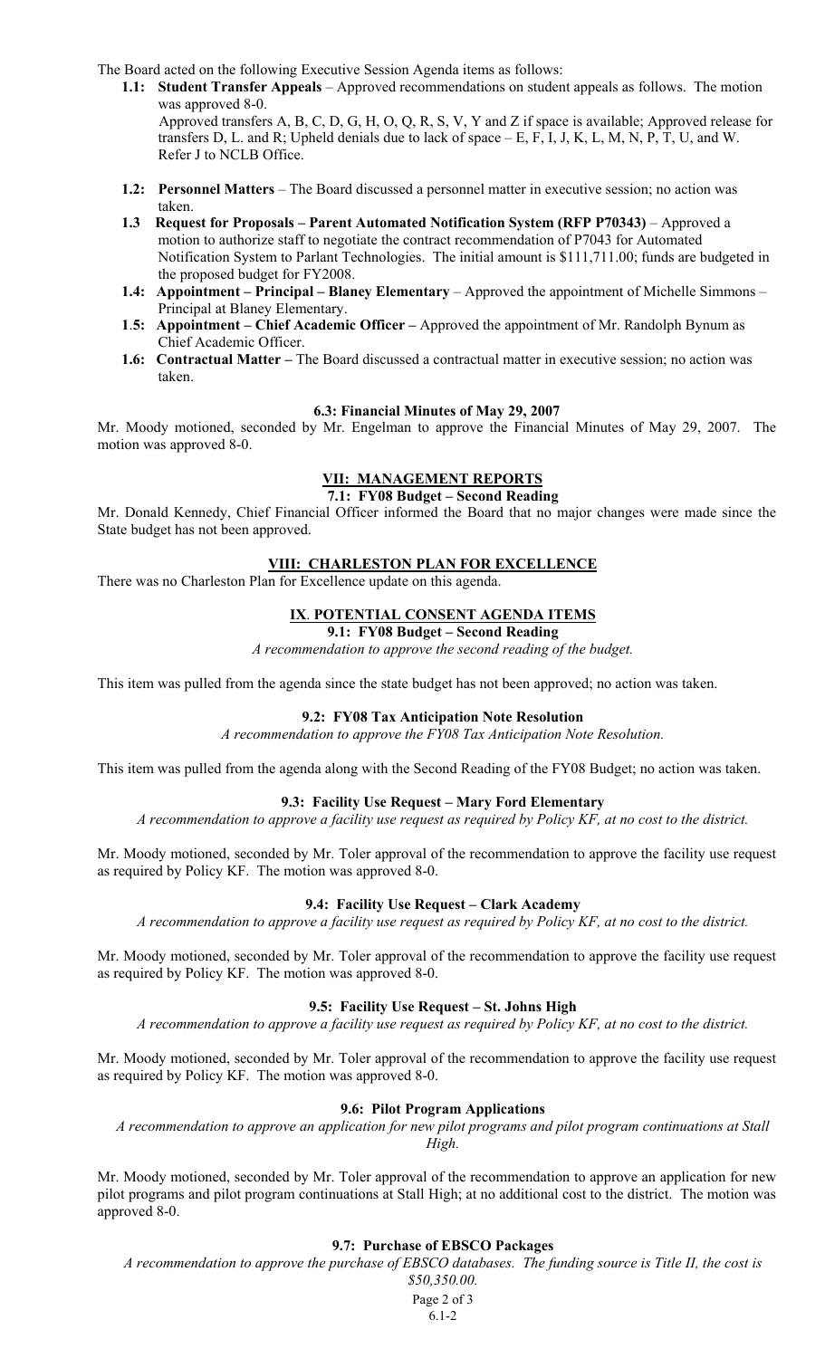The Board acted on the following Executive Session Agenda items as follows:

- **1.1: Student Transfer Appeals** – Approved recommendations on student appeals as follows. The motion was approved 8-0.
  Approved transfers A, B, C, D, G, H, O, Q, R, S, V, Y and Z if space is available; Approved release for transfers D, L. and R; Upheld denials due to lack of space – E, F, I, J, K, L, M, N, P, T, U, and W. Refer J to NCLB Office.
- **1.2: Personnel Matters** – The Board discussed a personnel matter in executive session; no action was taken.
- **1.3 Request for Proposals – Parent Automated Notification System (RFP P70343)** – Approved a motion to authorize staff to negotiate the contract recommendation of P7043 for Automated Notification System to Parlant Technologies. The initial amount is $111,711.00; funds are budgeted in the proposed budget for FY2008.
- **1.4: Appointment – Principal – Blaney Elementary** – Approved the appointment of Michelle Simmons – Principal at Blaney Elementary.
- **1.5: Appointment – Chief Academic Officer –** Approved the appointment of Mr. Randolph Bynum as Chief Academic Officer.
- **1.6: Contractual Matter –** The Board discussed a contractual matter in executive session; no action was taken.

#### 6.3: Financial Minutes of May 29, 2007

Mr. Moody motioned, seconded by Mr. Engelman to approve the Financial Minutes of May 29, 2007. The motion was approved 8-0.

## VII: MANAGEMENT REPORTS

#### 7.1: FY08 Budget – Second Reading

Mr. Donald Kennedy, Chief Financial Officer informed the Board that no major changes were made since the State budget has not been approved.

## VIII: CHARLESTON PLAN FOR EXCELLENCE

There was no Charleston Plan for Excellence update on this agenda.

## IX. POTENTIAL CONSENT AGENDA ITEMS

#### 9.1: FY08 Budget – Second Reading

*A recommendation to approve the second reading of the budget.*

This item was pulled from the agenda since the state budget has not been approved; no action was taken.

#### 9.2: FY08 Tax Anticipation Note Resolution

*A recommendation to approve the FY08 Tax Anticipation Note Resolution.*

This item was pulled from the agenda along with the Second Reading of the FY08 Budget; no action was taken.

#### 9.3: Facility Use Request – Mary Ford Elementary

*A recommendation to approve a facility use request as required by Policy KF, at no cost to the district.*

Mr. Moody motioned, seconded by Mr. Toler approval of the recommendation to approve the facility use request as required by Policy KF. The motion was approved 8-0.

#### 9.4: Facility Use Request – Clark Academy

*A recommendation to approve a facility use request as required by Policy KF, at no cost to the district.*

Mr. Moody motioned, seconded by Mr. Toler approval of the recommendation to approve the facility use request as required by Policy KF. The motion was approved 8-0.

#### 9.5: Facility Use Request – St. Johns High

*A recommendation to approve a facility use request as required by Policy KF, at no cost to the district.*

Mr. Moody motioned, seconded by Mr. Toler approval of the recommendation to approve the facility use request as required by Policy KF. The motion was approved 8-0.

#### 9.6: Pilot Program Applications

*A recommendation to approve an application for new pilot programs and pilot program continuations at Stall High.*

Mr. Moody motioned, seconded by Mr. Toler approval of the recommendation to approve an application for new pilot programs and pilot program continuations at Stall High; at no additional cost to the district. The motion was approved 8-0.

#### 9.7: Purchase of EBSCO Packages

*A recommendation to approve the purchase of EBSCO databases. The funding source is Title II, the cost is $50,350.00.*

6.1-2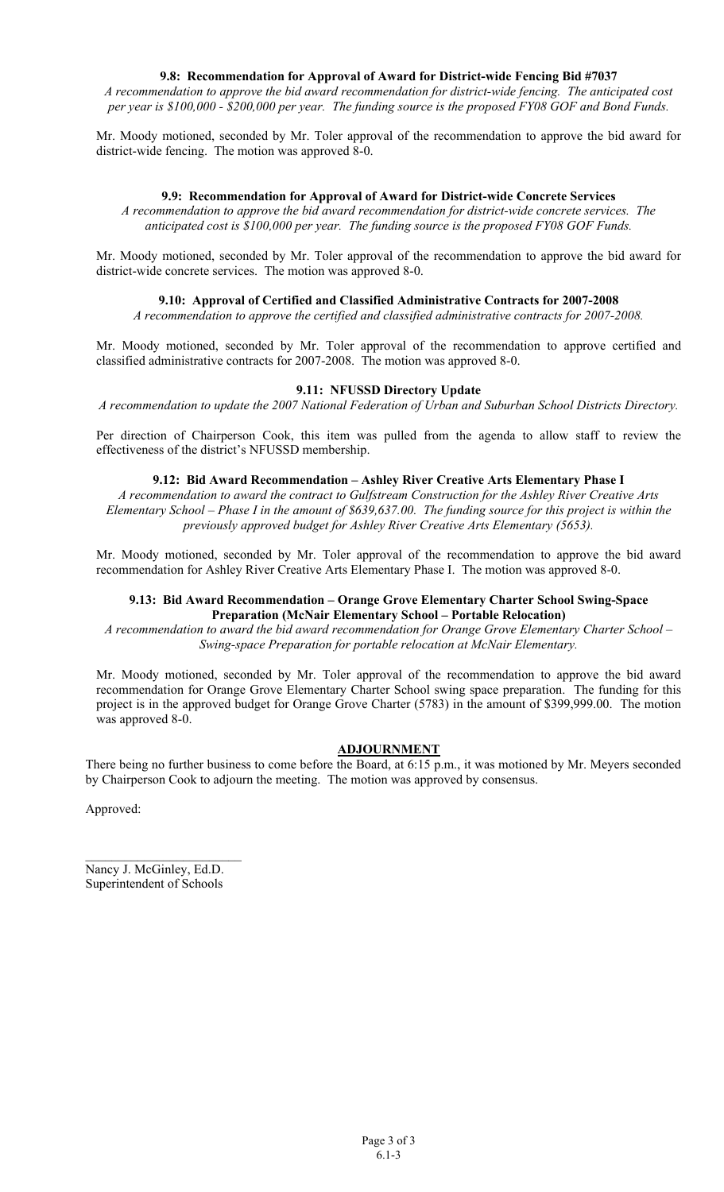### 9.8: Recommendation for Approval of Award for District-wide Fencing Bid #7037

*A recommendation to approve the bid award recommendation for district-wide fencing. The anticipated cost per year is $100,000 - $200,000 per year. The funding source is the proposed FY08 GOF and Bond Funds.*

Mr. Moody motioned, seconded by Mr. Toler approval of the recommendation to approve the bid award for district-wide fencing. The motion was approved 8-0.

### 9.9: Recommendation for Approval of Award for District-wide Concrete Services

*A recommendation to approve the bid award recommendation for district-wide concrete services. The anticipated cost is $100,000 per year. The funding source is the proposed FY08 GOF Funds.*

Mr. Moody motioned, seconded by Mr. Toler approval of the recommendation to approve the bid award for district-wide concrete services. The motion was approved 8-0.

### 9.10: Approval of Certified and Classified Administrative Contracts for 2007-2008

*A recommendation to approve the certified and classified administrative contracts for 2007-2008.*

Mr. Moody motioned, seconded by Mr. Toler approval of the recommendation to approve certified and classified administrative contracts for 2007-2008. The motion was approved 8-0.

### 9.11: NFUSSD Directory Update

*A recommendation to update the 2007 National Federation of Urban and Suburban School Districts Directory.*

Per direction of Chairperson Cook, this item was pulled from the agenda to allow staff to review the effectiveness of the district's NFUSSD membership.

### 9.12: Bid Award Recommendation – Ashley River Creative Arts Elementary Phase I

*A recommendation to award the contract to Gulfstream Construction for the Ashley River Creative Arts Elementary School – Phase I in the amount of $639,637.00. The funding source for this project is within the previously approved budget for Ashley River Creative Arts Elementary (5653).*

Mr. Moody motioned, seconded by Mr. Toler approval of the recommendation to approve the bid award recommendation for Ashley River Creative Arts Elementary Phase I. The motion was approved 8-0.

### 9.13: Bid Award Recommendation – Orange Grove Elementary Charter School Swing-Space Preparation (McNair Elementary School – Portable Relocation)

*A recommendation to award the bid award recommendation for Orange Grove Elementary Charter School – Swing-space Preparation for portable relocation at McNair Elementary.*

Mr. Moody motioned, seconded by Mr. Toler approval of the recommendation to approve the bid award recommendation for Orange Grove Elementary Charter School swing space preparation. The funding for this project is in the approved budget for Orange Grove Charter (5783) in the amount of $399,999.00. The motion was approved 8-0.

## ADJOURNMENT

There being no further business to come before the Board, at 6:15 p.m., it was motioned by Mr. Meyers seconded by Chairperson Cook to adjourn the meeting. The motion was approved by consensus.

Approved:

\_\_\_\_\_\_\_\_\_\_\_\_\_\_\_\_\_\_\_\_\_\_\_\_

Nancy J. McGinley, Ed.D.
Superintendent of Schools

6.1-3